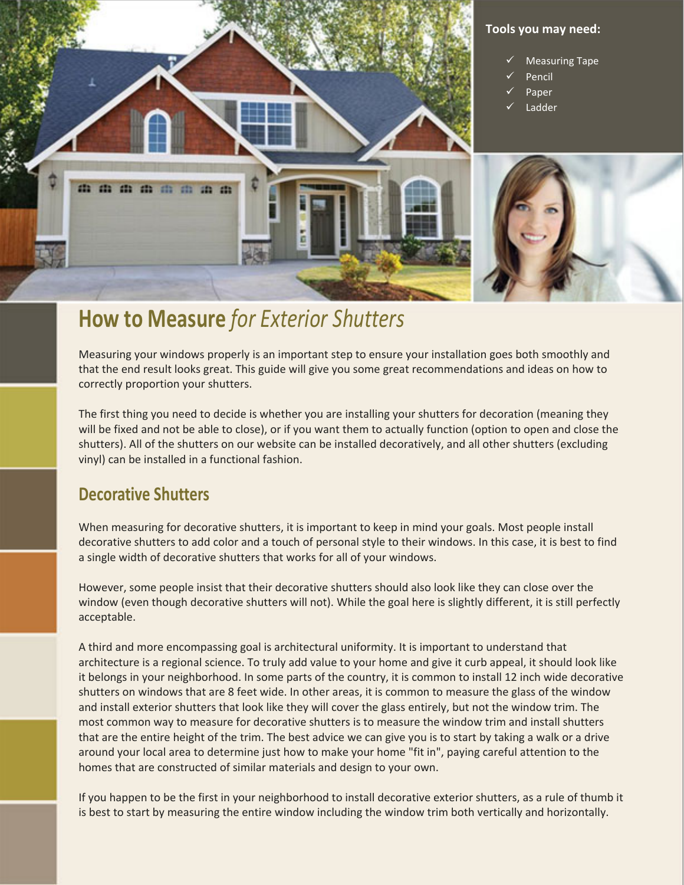**Tools you may need:**

- ✓ Measuring Tape
- ✓ Pencil
- ✓ Paper
- ✓ Ladder

# **How to Measure** *for Exterior Shutters*

Measuring your windows properly is an important step to ensure your installation goes both smoothly and that the end result looks great. This guide will give you some great recommendations and ideas on how to correctly proportion your shutters.

The first thing you need to decide is whether you are installing your shutters for decoration (meaning they will be fixed and not be able to close), or if you want them to actually function (option to open and close the shutters). All of the shutters on our website can be installed decoratively, and all other shutters (excluding vinyl) can be installed in a functional fashion.

## Decorative Shutters

When measuring for decorative shutters, it is important to keep in mind your goals. Most people install decorative shutters to add color and a touch of personal style to their windows. In this case, it is best to find a single width of decorative shutters that works for all of your windows.

However, some people insist that their decorative shutters should also look like they can close over the window (even though decorative shutters will not). While the goal here is slightly different, it is still perfectly acceptable.

A third and more encompassing goal is architectural uniformity. It is important to understand that architecture is a regional science. To truly add value to your home and give it curb appeal, it should look like it belongs in your neighborhood. In some parts of the country, it is common to install 12 inch wide decorative shutters on windows that are 8 feet wide. In other areas, it is common to measure the glass of the window and install exterior shutters that look like they will cover the glass entirely, but not the window trim. The most common way to measure for decorative shutters is to measure the window trim and install shutters that are the entire height of the trim. The best advice we can give you is to start by taking a walk or a drive around your local area to determine just how to make your home "fit in", paying careful attention to the homes that are constructed of similar materials and design to your own.

If you happen to be the first in your neighborhood to install decorative exterior shutters, as a rule of thumb it is best to start by measuring the entire window including the window trim both vertically and horizontally.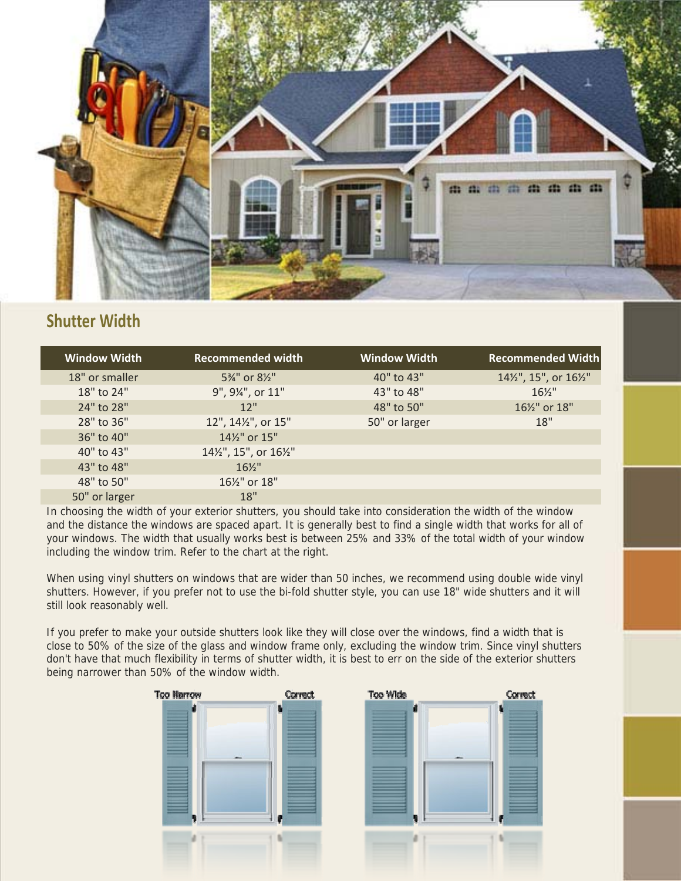## Shutter Width

| Window Width | Recommended width | Window Width | Recommended Width |
|---|---|---|---|
| 18" or smaller | 5¾" or 8½" | 40" to 43" | 14½", 15", or 16½" |
| 18" to 24" | 9", 9¼", or 11" | 43" to 48" | 16½" |
| 24" to 28" | 12" | 48" to 50" | 16½" or 18" |
| 28" to 36" | 12", 14½", or 15" | 50" or larger | 18" |
| 36" to 40" | 14½" or 15" | | |
| 40" to 43" | 14½", 15", or 16½" | | |
| 43" to 48" | 16½" | | |
| 48" to 50" | 16½" or 18" | | |
| 50" or larger | 18" | | |

In choosing the width of your exterior shutters, you should take into consideration the width of the window and the distance the windows are spaced apart. It is generally best to find a single width that works for all of your windows. The width that usually works best is between 25% and 33% of the total width of your window including the window trim. Refer to the chart at the right.

When using vinyl shutters on windows that are wider than 50 inches, we recommend using double wide vinyl shutters. However, if you prefer not to use the bi-fold shutter style, you can use 18" wide shutters and it will still look reasonably well.

If you prefer to make your outside shutters look like they will close over the windows, find a width that is close to 50% of the size of the glass and window frame only, excluding the window trim. Since vinyl shutters don't have that much flexibility in terms of shutter width, it is best to err on the side of the exterior shutters being narrower than 50% of the window width.

Too Narrow Correct Too Wide Correct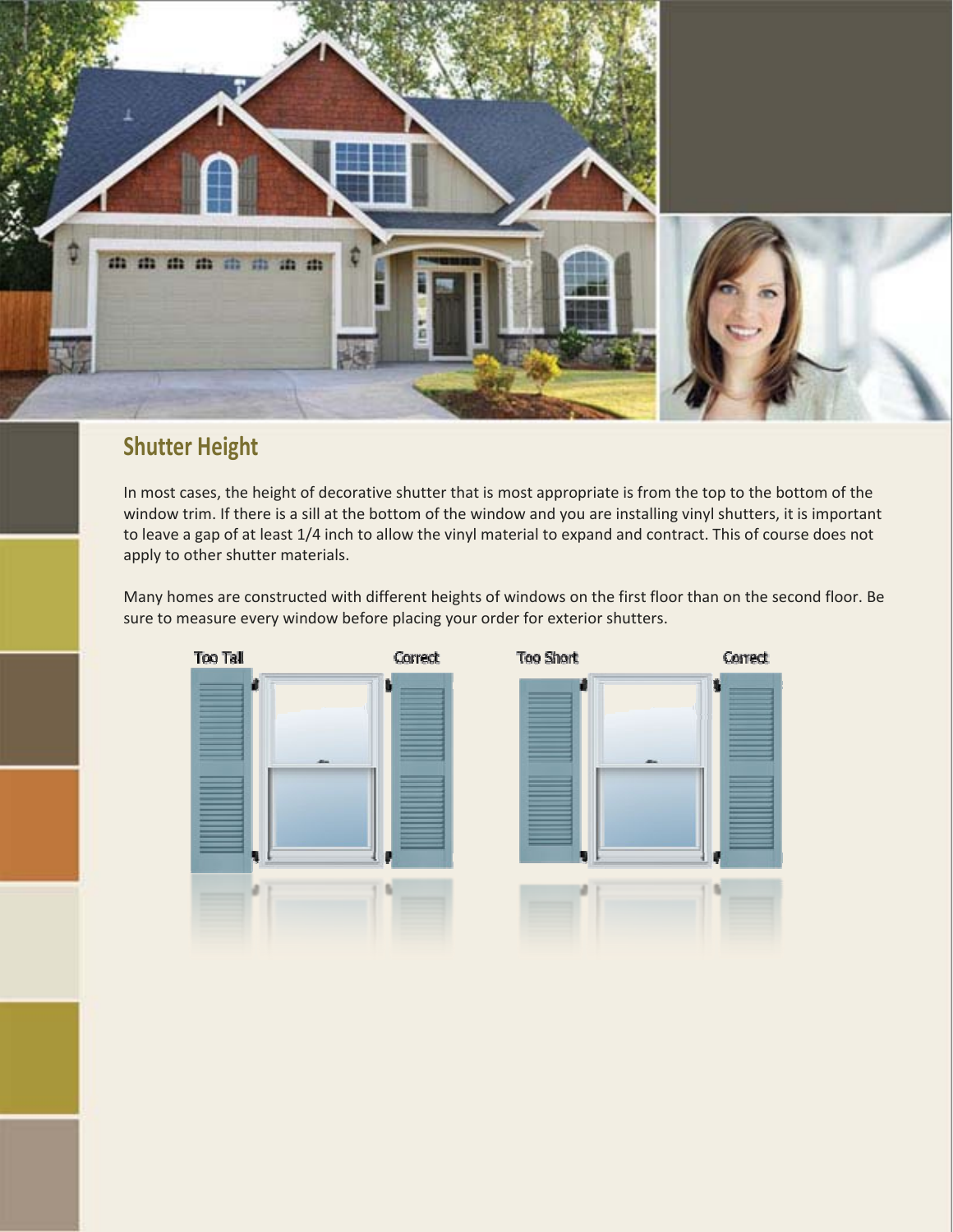## Shutter Height

In most cases, the height of decorative shutter that is most appropriate is from the top to the bottom of the window trim. If there is a sill at the bottom of the window and you are installing vinyl shutters, it is important to leave a gap of at least 1/4 inch to allow the vinyl material to expand and contract. This of course does not apply to other shutter materials.

Many homes are constructed with different heights of windows on the first floor than on the second floor. Be sure to measure every window before placing your order for exterior shutters.

Too Tall Correct Too Short Correct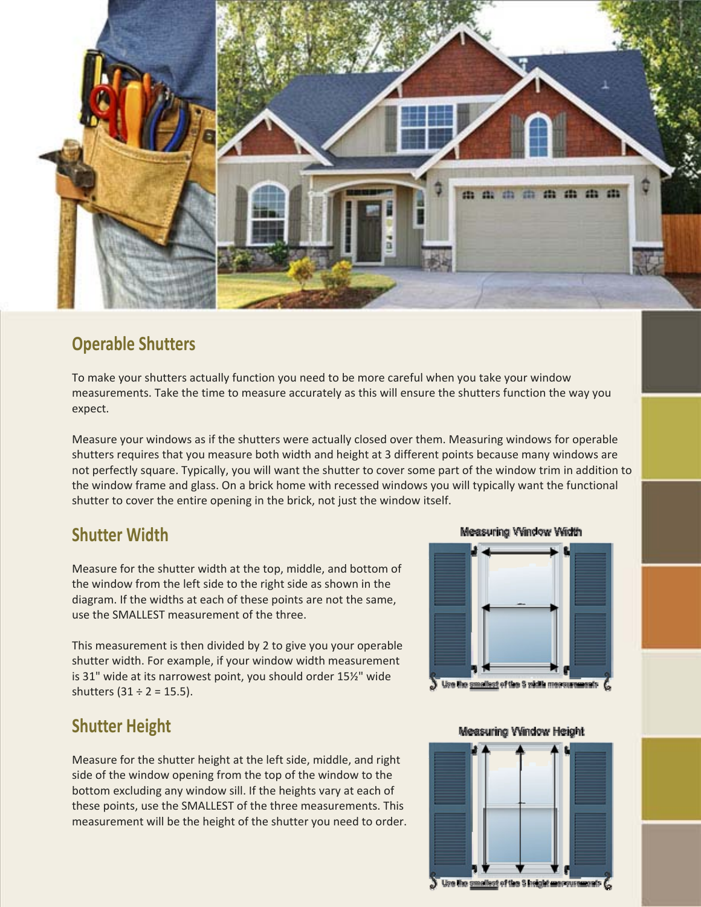## Operable Shutters

To make your shutters actually function you need to be more careful when you take your window measurements. Take the time to measure accurately as this will ensure the shutters function the way you expect.

Measure your windows as if the shutters were actually closed over them. Measuring windows for operable shutters requires that you measure both width and height at 3 different points because many windows are not perfectly square. Typically, you will want the shutter to cover some part of the window trim in addition to the window frame and glass. On a brick home with recessed windows you will typically want the functional shutter to cover the entire opening in the brick, not just the window itself.

## Shutter Width

Measure for the shutter width at the top, middle, and bottom of the window from the left side to the right side as shown in the diagram. If the widths at each of these points are not the same, use the SMALLEST measurement of the three.

This measurement is then divided by 2 to give you your operable shutter width. For example, if your window width measurement is 31" wide at its narrowest point, you should order 15½" wide shutters (31 ÷ 2 = 15.5).

Measuring Window Width

Use the smallest of the 3 width measurements

## Shutter Height

Measure for the shutter height at the left side, middle, and right side of the window opening from the top of the window to the bottom excluding any window sill. If the heights vary at each of these points, use the SMALLEST of the three measurements. This measurement will be the height of the shutter you need to order.

Measuring Window Height

Use the smallest of the 3 height measurements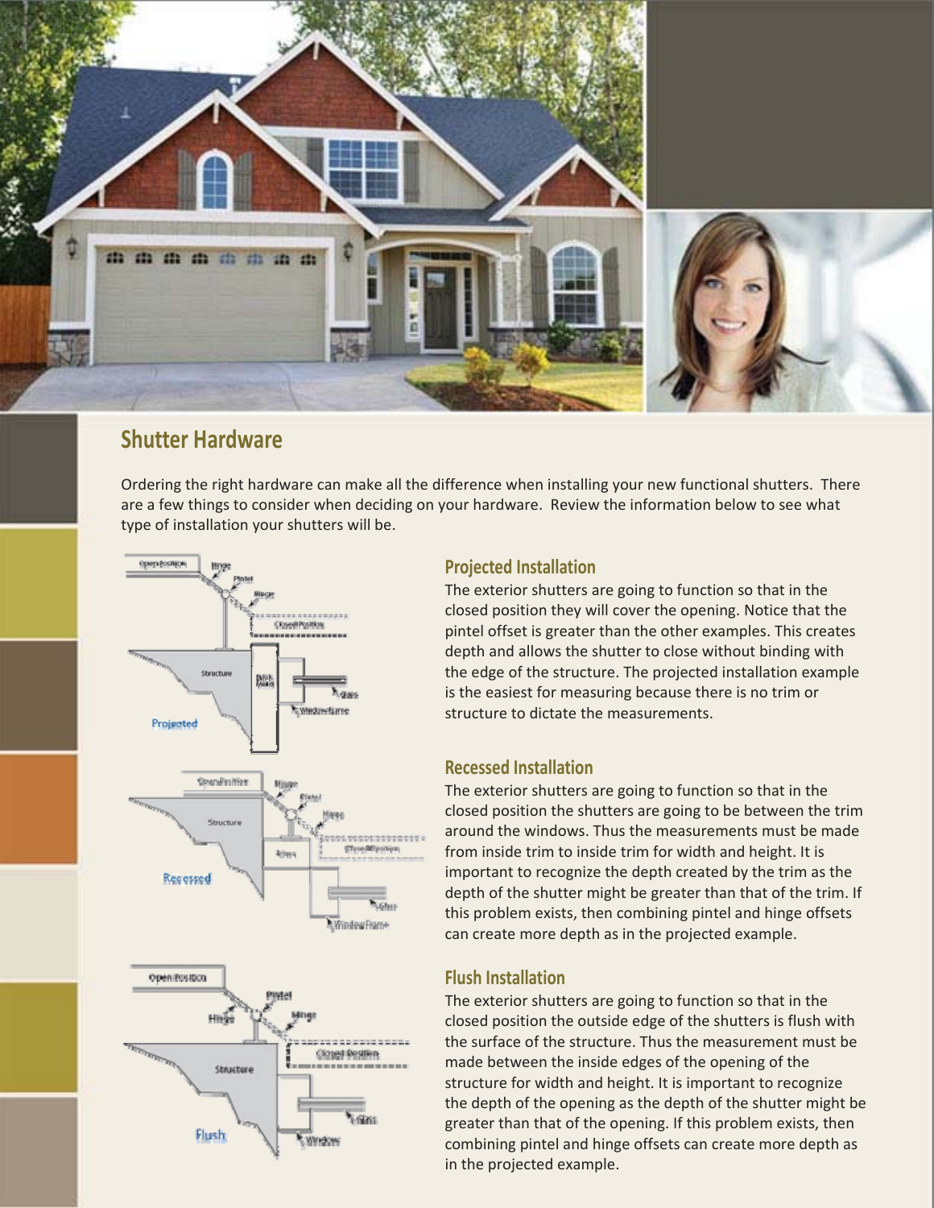## Shutter Hardware

Ordering the right hardware can make all the difference when installing your new functional shutters. There are a few things to consider when deciding on your hardware. Review the information below to see what type of installation your shutters will be.

Open Position
Hinge
Pintel
Hinge
Closed Position
Structure
Brick Mold
Glass
Window Frame
Projected

### Projected Installation

The exterior shutters are going to function so that in the closed position they will cover the opening. Notice that the pintel offset is greater than the other examples. This creates depth and allows the shutter to close without binding with the edge of the structure. The projected installation example is the easiest for measuring because there is no trim or structure to dictate the measurements.

Open Position
Hinge
Pintel
Hinge
Structure
Closed Position
Trim
Recessed
Glass
Window Frame

### Recessed Installation

The exterior shutters are going to function so that in the closed position the shutters are going to be between the trim around the windows. Thus the measurements must be made from inside trim to inside trim for width and height. It is important to recognize the depth created by the trim as the depth of the shutter might be greater than that of the trim. If this problem exists, then combining pintel and hinge offsets can create more depth as in the projected example.

Open Position
Pintel
Hinge
Hinge
Closed Position
Structure
Glass
Flush
Window

### Flush Installation

The exterior shutters are going to function so that in the closed position the outside edge of the shutters is flush with the surface of the structure. Thus the measurement must be made between the inside edges of the opening of the structure for width and height. It is important to recognize the depth of the opening as the depth of the shutter might be greater than that of the opening. If this problem exists, then combining pintel and hinge offsets can create more depth as in the projected example.